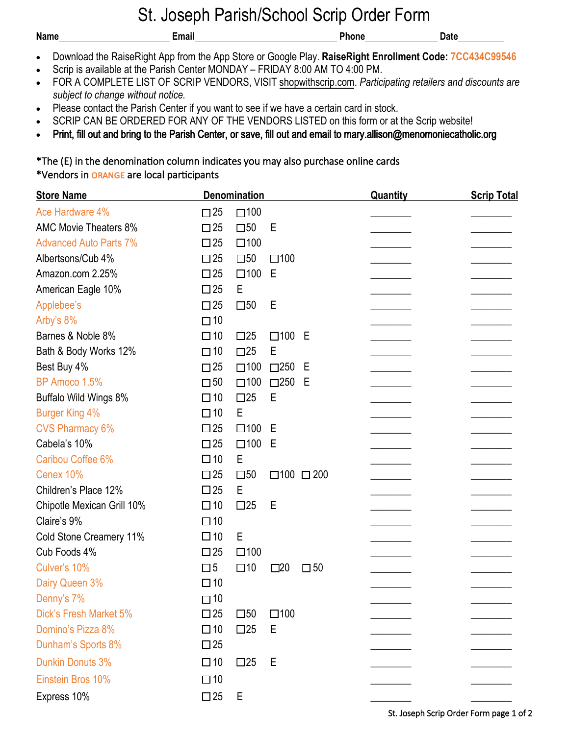# St. Joseph Parish/School Scrip Order Form

**Name**\_\_\_\_\_\_\_\_\_\_\_\_\_\_\_\_\_\_\_\_ **Email**\_\_\_\_\_\_\_\_\_\_\_\_\_\_\_\_\_\_\_\_\_\_\_\_\_\_ **Phone**\_\_\_\_\_\_\_\_\_\_\_\_\_ **Date**\_\_\_\_\_\_\_\_\_

- Download the RaiseRight App from the App Store or Google Play. **RaiseRight Enrollment Code: 7CC434C99546**
- Scrip is available at the Parish Center MONDAY – FRIDAY 8:00 AM TO 4:00 PM.
- FOR A COMPLETE LIST OF SCRIP VENDORS, VISIT shopwithscrip.com. *Participating retailers and discounts are subject to change without notice.*
- Please contact the Parish Center if you want to see if we have a certain card in stock.
- SCRIP CAN BE ORDERED FOR ANY OF THE VENDORS LISTED on this form or at the Scrip website!
- **Print, fill out and bring to the Parish Center, or save, fill out and email to mary.allison@menomoniecatholic.org**

*The (E) in the denomination column indicates you may also purchase online cards
*Vendors in ORANGE are local participants

| Store Name | Denomination | Quantity | Scrip Total |
|---|---|---|---|
| Ace Hardware 4% | ☐25 ☐100 | \_\_\_\_\_\_ | \_\_\_\_\_\_ |
| AMC Movie Theaters 8% | ☐25 ☐50 E | \_\_\_\_\_\_ | \_\_\_\_\_\_ |
| Advanced Auto Parts 7% | ☐25 ☐100 | \_\_\_\_\_\_ | \_\_\_\_\_\_ |
| Albertsons/Cub 4% | ☐25 ☐50 ☐100 | \_\_\_\_\_\_ | \_\_\_\_\_\_ |
| Amazon.com 2.25% | ☐25 ☐100 E | \_\_\_\_\_\_ | \_\_\_\_\_\_ |
| American Eagle 10% | ☐25 E | \_\_\_\_\_\_ | \_\_\_\_\_\_ |
| Applebee's | ☐25 ☐50 E | \_\_\_\_\_\_ | \_\_\_\_\_\_ |
| Arby's 8% | ☐10 | \_\_\_\_\_\_ | \_\_\_\_\_\_ |
| Barnes & Noble 8% | ☐10 ☐25 ☐100 E | \_\_\_\_\_\_ | \_\_\_\_\_\_ |
| Bath & Body Works 12% | ☐10 ☐25 E | \_\_\_\_\_\_ | \_\_\_\_\_\_ |
| Best Buy 4% | ☐25 ☐100 ☐250 E | \_\_\_\_\_\_ | \_\_\_\_\_\_ |
| BP Amoco 1.5% | ☐50 ☐100 ☐250 E | \_\_\_\_\_\_ | \_\_\_\_\_\_ |
| Buffalo Wild Wings 8% | ☐10 ☐25 E | \_\_\_\_\_\_ | \_\_\_\_\_\_ |
| Burger King 4% | ☐10 E | \_\_\_\_\_\_ | \_\_\_\_\_\_ |
| CVS Pharmacy 6% | ☐25 ☐100 E | \_\_\_\_\_\_ | \_\_\_\_\_\_ |
| Cabela's 10% | ☐25 ☐100 E | \_\_\_\_\_\_ | \_\_\_\_\_\_ |
| Caribou Coffee 6% | ☐10 E | \_\_\_\_\_\_ | \_\_\_\_\_\_ |
| Cenex 10% | ☐25 ☐50 ☐100 ☐200 | \_\_\_\_\_\_ | \_\_\_\_\_\_ |
| Children's Place 12% | ☐25 E | \_\_\_\_\_\_ | \_\_\_\_\_\_ |
| Chipotle Mexican Grill 10% | ☐10 ☐25 E | \_\_\_\_\_\_ | \_\_\_\_\_\_ |
| Claire's 9% | ☐10 | \_\_\_\_\_\_ | \_\_\_\_\_\_ |
| Cold Stone Creamery 11% | ☐10 E | \_\_\_\_\_\_ | \_\_\_\_\_\_ |
| Cub Foods 4% | ☐25 ☐100 | \_\_\_\_\_\_ | \_\_\_\_\_\_ |
| Culver's 10% | ☐5 ☐10 ☐20 ☐50 | \_\_\_\_\_\_ | \_\_\_\_\_\_ |
| Dairy Queen 3% | ☐10 | \_\_\_\_\_\_ | \_\_\_\_\_\_ |
| Denny's 7% | ☐10 | \_\_\_\_\_\_ | \_\_\_\_\_\_ |
| Dick's Fresh Market 5% | ☐25 ☐50 ☐100 | \_\_\_\_\_\_ | \_\_\_\_\_\_ |
| Domino's Pizza 8% | ☐10 ☐25 E | \_\_\_\_\_\_ | \_\_\_\_\_\_ |
| Dunham's Sports 8% | ☐25 | \_\_\_\_\_\_ | \_\_\_\_\_\_ |
| Dunkin Donuts 3% | ☐10 ☐25 E | \_\_\_\_\_\_ | \_\_\_\_\_\_ |
| Einstein Bros 10% | ☐10 | \_\_\_\_\_\_ | \_\_\_\_\_\_ |
| Express 10% | ☐25 E | \_\_\_\_\_\_ | \_\_\_\_\_\_ |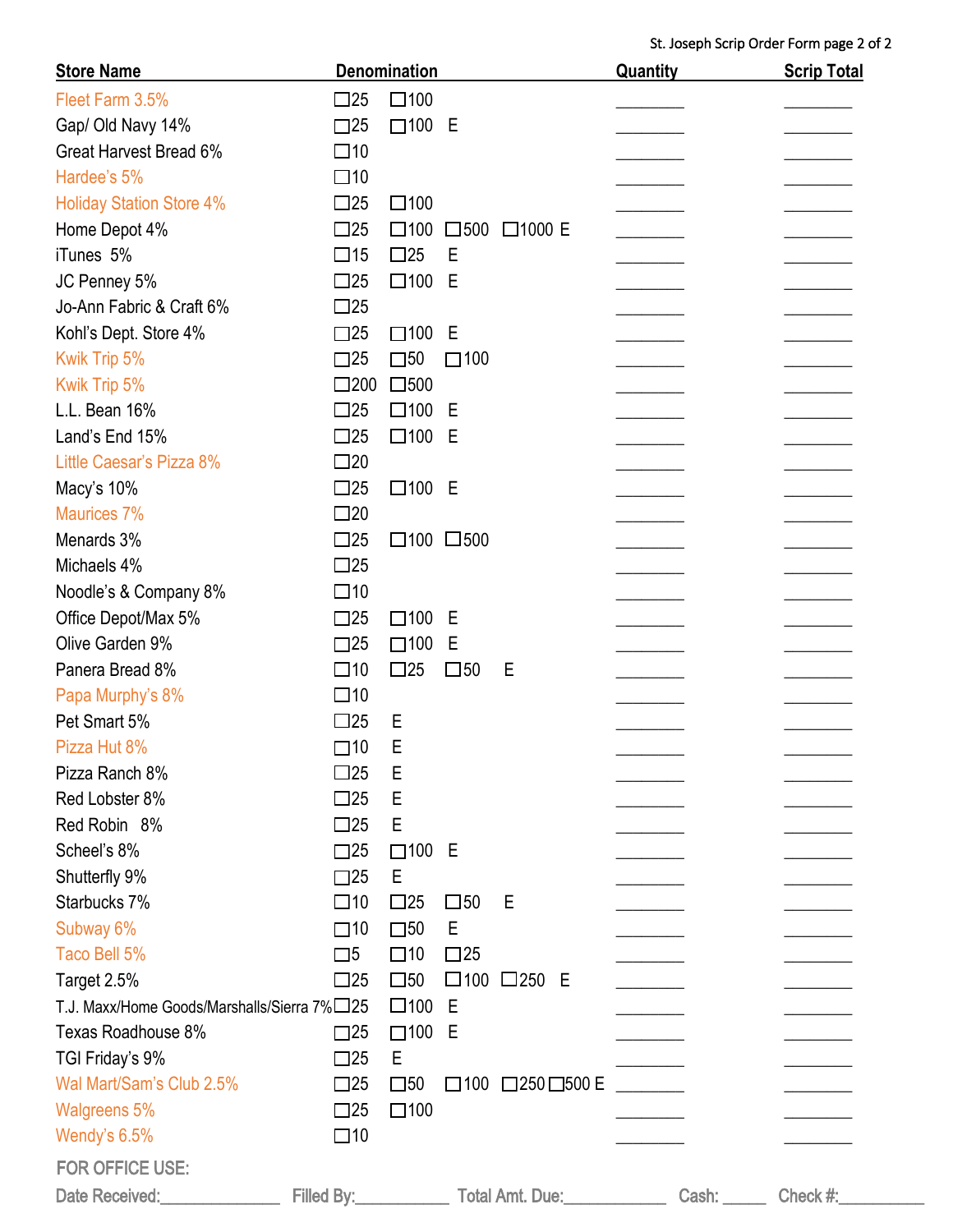| Store Name | Denomination | Quantity | Scrip Total |
|---|---|---|---|
| Fleet Farm 3.5% | ☐25 ☐100 | ________ | ________ |
| Gap/ Old Navy 14% | ☐25 ☐100 E | ________ | ________ |
| Great Harvest Bread 6% | ☐10 | ________ | ________ |
| Hardee's 5% | ☐10 | ________ | ________ |
| Holiday Station Store 4% | ☐25 ☐100 | ________ | ________ |
| Home Depot 4% | ☐25 ☐100 ☐500 ☐1000 E | ________ | ________ |
| iTunes 5% | ☐15 ☐25 E | ________ | ________ |
| JC Penney 5% | ☐25 ☐100 E | ________ | ________ |
| Jo-Ann Fabric & Craft 6% | ☐25 | ________ | ________ |
| Kohl's Dept. Store 4% | ☐25 ☐100 E | ________ | ________ |
| Kwik Trip 5% | ☐25 ☐50 ☐100 | ________ | ________ |
| Kwik Trip 5% | ☐200 ☐500 | ________ | ________ |
| L.L. Bean 16% | ☐25 ☐100 E | ________ | ________ |
| Land's End 15% | ☐25 ☐100 E | ________ | ________ |
| Little Caesar's Pizza 8% | ☐20 | ________ | ________ |
| Macy's 10% | ☐25 ☐100 E | ________ | ________ |
| Maurices 7% | ☐20 | ________ | ________ |
| Menards 3% | ☐25 ☐100 ☐500 | ________ | ________ |
| Michaels 4% | ☐25 | ________ | ________ |
| Noodle's & Company 8% | ☐10 | ________ | ________ |
| Office Depot/Max 5% | ☐25 ☐100 E | ________ | ________ |
| Olive Garden 9% | ☐25 ☐100 E | ________ | ________ |
| Panera Bread 8% | ☐10 ☐25 ☐50 E | ________ | ________ |
| Papa Murphy's 8% | ☐10 | ________ | ________ |
| Pet Smart 5% | ☐25 E | ________ | ________ |
| Pizza Hut 8% | ☐10 E | ________ | ________ |
| Pizza Ranch 8% | ☐25 E | ________ | ________ |
| Red Lobster 8% | ☐25 E | ________ | ________ |
| Red Robin 8% | ☐25 E | ________ | ________ |
| Scheel's 8% | ☐25 ☐100 E | ________ | ________ |
| Shutterfly 9% | ☐25 E | ________ | ________ |
| Starbucks 7% | ☐10 ☐25 ☐50 E | ________ | ________ |
| Subway 6% | ☐10 ☐50 E | ________ | ________ |
| Taco Bell 5% | ☐5 ☐10 ☐25 | ________ | ________ |
| Target 2.5% | ☐25 ☐50 ☐100 ☐250 E | ________ | ________ |
| T.J. Maxx/Home Goods/Marshalls/Sierra 7% | ☐25 ☐100 E | ________ | ________ |
| Texas Roadhouse 8% | ☐25 ☐100 E | ________ | ________ |
| TGI Friday's 9% | ☐25 E | ________ | ________ |
| Wal Mart/Sam's Club 2.5% | ☐25 ☐50 ☐100 ☐250 ☐500 E | ________ | ________ |
| Walgreens 5% | ☐25 ☐100 | ________ | ________ |
| Wendy's 6.5% | ☐10 | ________ | ________ |

FOR OFFICE USE:

Date Received:______________ Filled By:___________ Total Amt. Due:____________ Cash: _____ Check #:__________